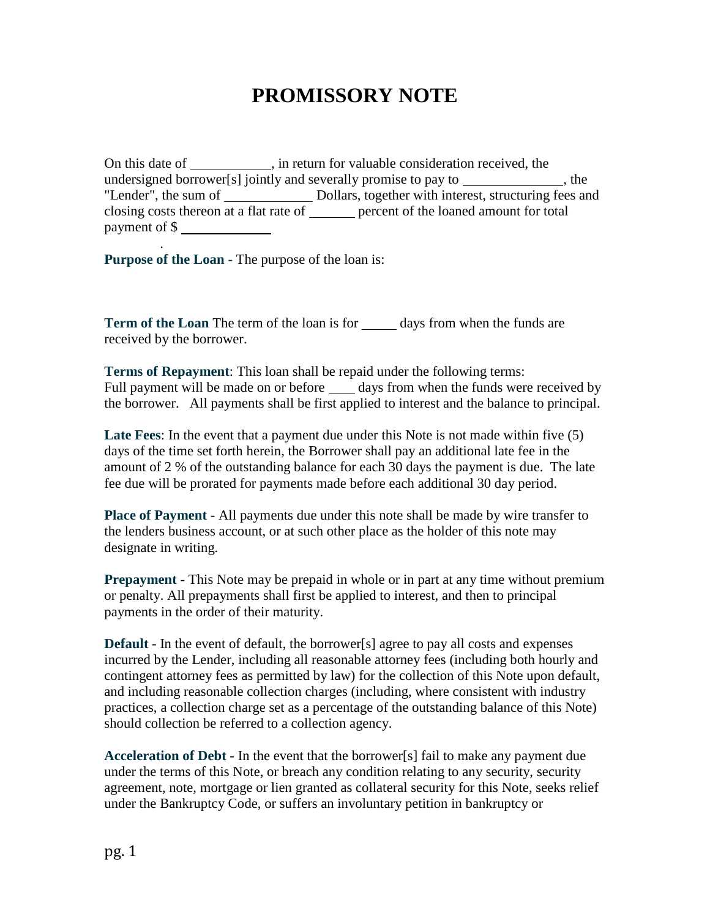# PROMISSORY NOTE

On this date of ___________, in return for valuable consideration received, the undersigned borrower[s] jointly and severally promise to pay to ______________, the "Lender", the sum of ____________ Dollars, together with interest, structuring fees and closing costs thereon at a flat rate of _______ percent of the loaned amount for total payment of $ ____________

.

**Purpose of the Loan** - The purpose of the loan is:

**Term of the Loan** The term of the loan is for _____ days from when the funds are received by the borrower.

**Terms of Repayment**: This loan shall be repaid under the following terms: Full payment will be made on or before ____ days from when the funds were received by the borrower. All payments shall be first applied to interest and the balance to principal.

**Late Fees**: In the event that a payment due under this Note is not made within five (5) days of the time set forth herein, the Borrower shall pay an additional late fee in the amount of 2 % of the outstanding balance for each 30 days the payment is due. The late fee due will be prorated for payments made before each additional 30 day period.

**Place of Payment** - All payments due under this note shall be made by wire transfer to the lenders business account, or at such other place as the holder of this note may designate in writing.

**Prepayment** - This Note may be prepaid in whole or in part at any time without premium or penalty. All prepayments shall first be applied to interest, and then to principal payments in the order of their maturity.

**Default** - In the event of default, the borrower[s] agree to pay all costs and expenses incurred by the Lender, including all reasonable attorney fees (including both hourly and contingent attorney fees as permitted by law) for the collection of this Note upon default, and including reasonable collection charges (including, where consistent with industry practices, a collection charge set as a percentage of the outstanding balance of this Note) should collection be referred to a collection agency.

**Acceleration of Debt** - In the event that the borrower[s] fail to make any payment due under the terms of this Note, or breach any condition relating to any security, security agreement, note, mortgage or lien granted as collateral security for this Note, seeks relief under the Bankruptcy Code, or suffers an involuntary petition in bankruptcy or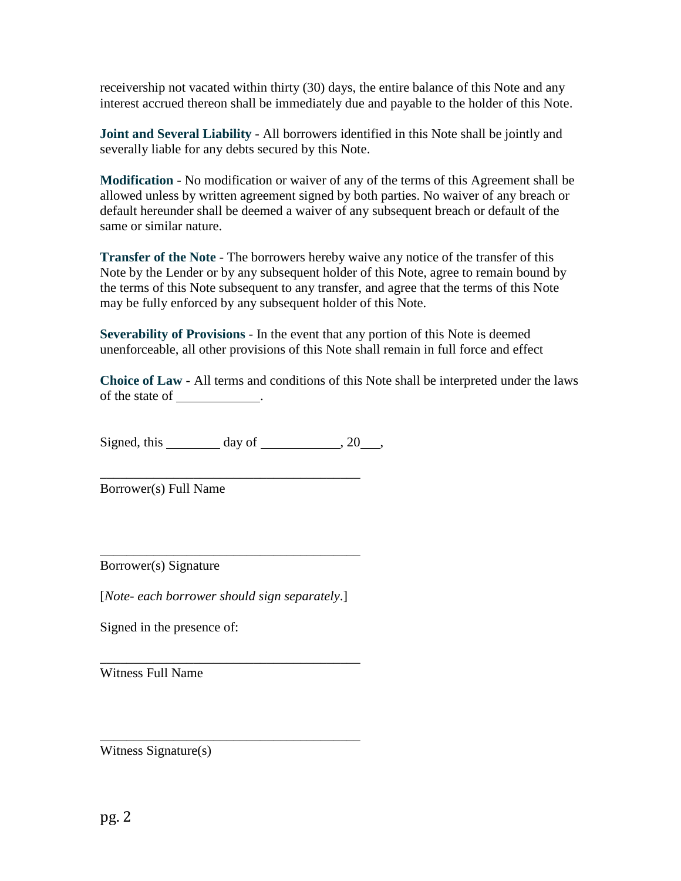receivership not vacated within thirty (30) days, the entire balance of this Note and any interest accrued thereon shall be immediately due and payable to the holder of this Note.

**Joint and Several Liability** - All borrowers identified in this Note shall be jointly and severally liable for any debts secured by this Note.

**Modification** - No modification or waiver of any of the terms of this Agreement shall be allowed unless by written agreement signed by both parties. No waiver of any breach or default hereunder shall be deemed a waiver of any subsequent breach or default of the same or similar nature.

**Transfer of the Note** - The borrowers hereby waive any notice of the transfer of this Note by the Lender or by any subsequent holder of this Note, agree to remain bound by the terms of this Note subsequent to any transfer, and agree that the terms of this Note may be fully enforced by any subsequent holder of this Note.

**Severability of Provisions** - In the event that any portion of this Note is deemed unenforceable, all other provisions of this Note shall remain in full force and effect

**Choice of Law** - All terms and conditions of this Note shall be interpreted under the laws of the state of ____________.

Signed, this ________ day of ____________, 20___,

_______________________________________
Borrower(s) Full Name

_______________________________________
Borrower(s) Signature

[*Note- each borrower should sign separately*.]

Signed in the presence of:

_______________________________________
Witness Full Name

_______________________________________
Witness Signature(s)